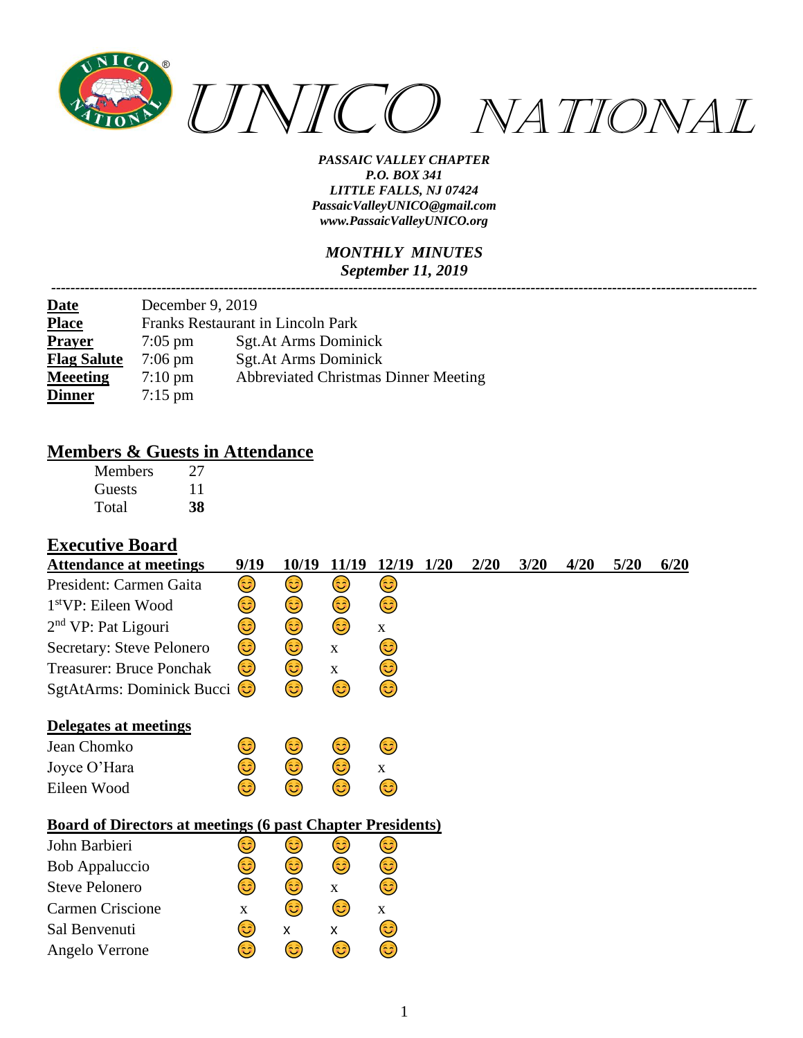# UNICO NATIONAL

***PASSAIC VALLEY CHAPTER***
***P.O. BOX 341***
***LITTLE FALLS, NJ 07424***
***PassaicValleyUNICO@gmail.com***
***www.PassaicValleyUNICO.org***

***MONTHLY MINUTES***
***September 11, 2019***

---

| | | |
|---|---|---|
| **Date** | December 9, 2019 | |
| **Place** | Franks Restaurant in Lincoln Park | |
| **Prayer** | 7:05 pm | Sgt.At Arms Dominick |
| **Flag Salute** | 7:06 pm | Sgt.At Arms Dominick |
| **Meeeting** | 7:10 pm | Abbreviated Christmas Dinner Meeting |
| **Dinner** | 7:15 pm | |

## Members & Guests in Attendance

| | |
|---|---|
| Members | 27 |
| Guests | 11 |
| Total | **38** |

## Executive Board

| **Attendance at meetings** | **9/19** | **10/19** | **11/19** | **12/19** | **1/20** | **2/20** | **3/20** | **4/20** | **5/20** | **6/20** |
|---|---|---|---|---|---|---|---|---|---|---|
| President: Carmen Gaita | 😊 | 😊 | 😊 | 😊 | | | | | | |
| 1stVP: Eileen Wood | 😊 | 😊 | 😊 | 😊 | | | | | | |
| 2nd VP: Pat Ligouri | 😊 | 😊 | 😊 | x | | | | | | |
| Secretary: Steve Pelonero | 😊 | 😊 | x | 😊 | | | | | | |
| Treasurer: Bruce Ponchak | 😊 | 😊 | x | 😊 | | | | | | |
| SgtAtArms: Dominick Bucci | 😊 | 😊 | 😊 | 😊 | | | | | | |
| | | | | | | | | | | |
| **Delegates at meetings** | | | | | | | | | | |
| Jean Chomko | 😊 | 😊 | 😊 | 😊 | | | | | | |
| Joyce O'Hara | 😊 | 😊 | 😊 | x | | | | | | |
| Eileen Wood | 😊 | 😊 | 😊 | 😊 | | | | | | |
| | | | | | | | | | | |
| **Board of Directors at meetings (6 past Chapter Presidents)** | | | | | | | | | | |
| John Barbieri | 😊 | 😊 | 😊 | 😊 | | | | | | |
| Bob Appaluccio | 😊 | 😊 | 😊 | 😊 | | | | | | |
| Steve Pelonero | 😊 | 😊 | x | 😊 | | | | | | |
| Carmen Criscione | x | 😊 | 😊 | x | | | | | | |
| Sal Benvenuti | 😊 | x | x | 😊 | | | | | | |
| Angelo Verrone | 😊 | 😊 | 😊 | 😊 | | | | | | |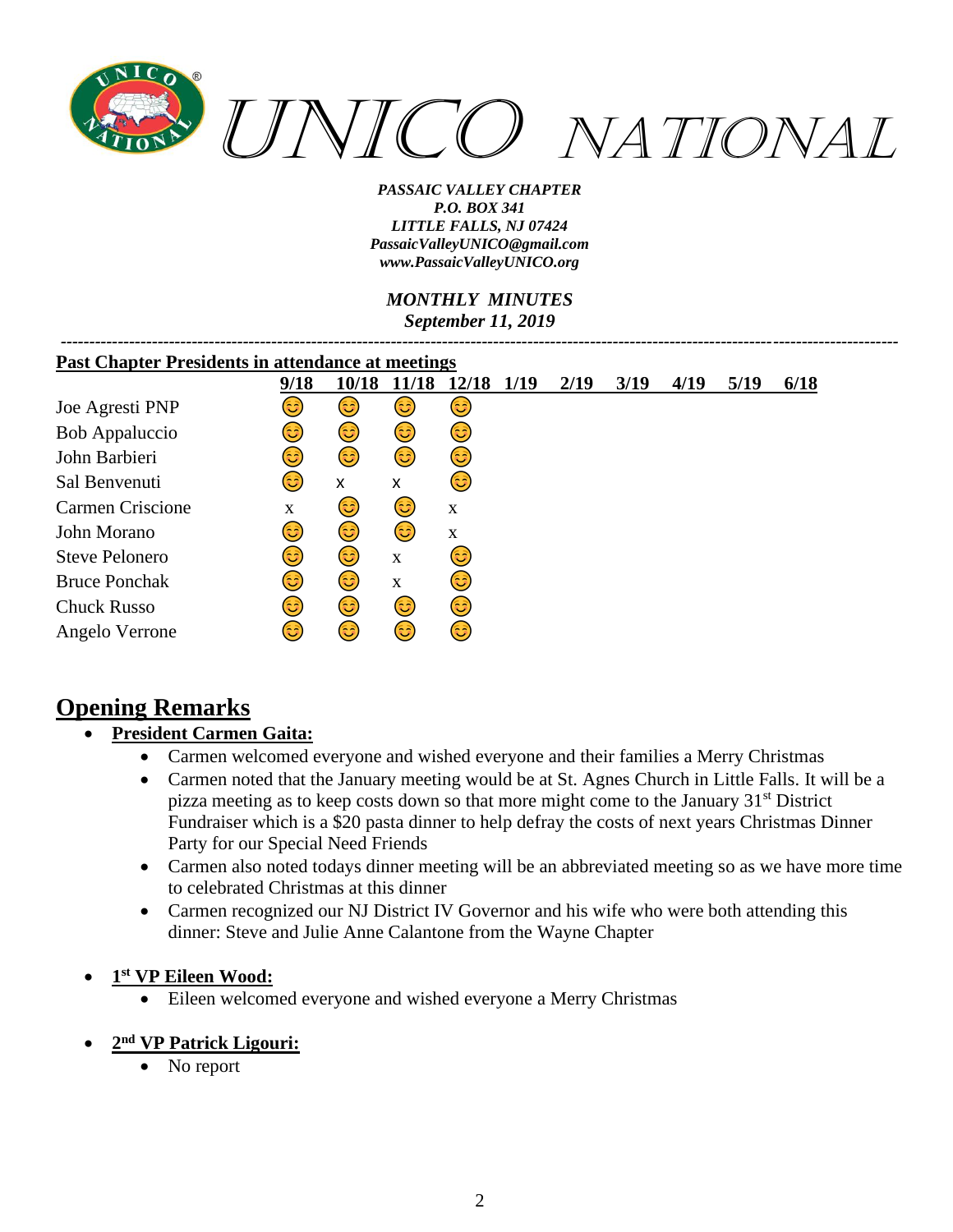*PASSAIC VALLEY CHAPTER*
*P.O. BOX 341*
*LITTLE FALLS, NJ 07424*
*PassaicValleyUNICO@gmail.com*
*www.PassaicValleyUNICO.org*

*MONTHLY MINUTES*
*September 11, 2019*

---

**Past Chapter Presidents in attendance at meetings**

| | 9/18 | 10/18 | 11/18 | 12/18 | 1/19 | 2/19 | 3/19 | 4/19 | 5/19 | 6/18 |
|---|---|---|---|---|---|---|---|---|---|---|
| Joe Agresti PNP | 😊 | 😊 | 😊 | 😊 | | | | | | |
| Bob Appaluccio | 😊 | 😊 | 😊 | 😊 | | | | | | |
| John Barbieri | 😊 | 😊 | 😊 | 😊 | | | | | | |
| Sal Benvenuti | 😊 | x | x | 😊 | | | | | | |
| Carmen Criscione | x | 😊 | 😊 | x | | | | | | |
| John Morano | 😊 | 😊 | 😊 | x | | | | | | |
| Steve Pelonero | 😊 | 😊 | x | 😊 | | | | | | |
| Bruce Ponchak | 😊 | 😊 | x | 😊 | | | | | | |
| Chuck Russo | 😊 | 😊 | 😊 | 😊 | | | | | | |
| Angelo Verrone | 😊 | 😊 | 😊 | 😊 | | | | | | |

## Opening Remarks

- **President Carmen Gaita:**
  - Carmen welcomed everyone and wished everyone and their families a Merry Christmas
  - Carmen noted that the January meeting would be at St. Agnes Church in Little Falls. It will be a pizza meeting as to keep costs down so that more might come to the January 31st District Fundraiser which is a $20 pasta dinner to help defray the costs of next years Christmas Dinner Party for our Special Need Friends
  - Carmen also noted todays dinner meeting will be an abbreviated meeting so as we have more time to celebrated Christmas at this dinner
  - Carmen recognized our NJ District IV Governor and his wife who were both attending this dinner: Steve and Julie Anne Calantone from the Wayne Chapter

- **1st VP Eileen Wood:**
  - Eileen welcomed everyone and wished everyone a Merry Christmas

- **2nd VP Patrick Ligouri:**
  - No report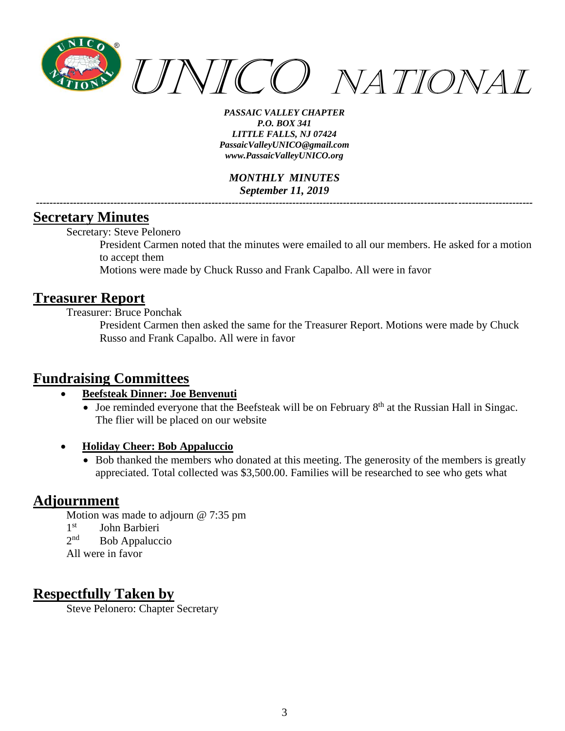# UNICO NATIONAL

***PASSAIC VALLEY CHAPTER***
***P.O. BOX 341***
***LITTLE FALLS, NJ 07424***
***PassaicValleyUNICO@gmail.com***
***www.PassaicValleyUNICO.org***

***MONTHLY MINUTES***
***September 11, 2019***

---

## Secretary Minutes

Secretary: Steve Pelonero

President Carmen noted that the minutes were emailed to all our members. He asked for a motion to accept them

Motions were made by Chuck Russo and Frank Capalbo. All were in favor

## Treasurer Report

Treasurer: Bruce Ponchak

President Carmen then asked the same for the Treasurer Report. Motions were made by Chuck Russo and Frank Capalbo. All were in favor

## Fundraising Committees

- **Beefsteak Dinner: Joe Benvenuti**
  - Joe reminded everyone that the Beefsteak will be on February 8th at the Russian Hall in Singac. The flier will be placed on our website

- **Holiday Cheer: Bob Appaluccio**
  - Bob thanked the members who donated at this meeting. The generosity of the members is greatly appreciated. Total collected was $3,500.00. Families will be researched to see who gets what

## Adjournment

Motion was made to adjourn @ 7:35 pm

1st John Barbieri

2nd Bob Appaluccio

All were in favor

## Respectfully Taken by

Steve Pelonero: Chapter Secretary